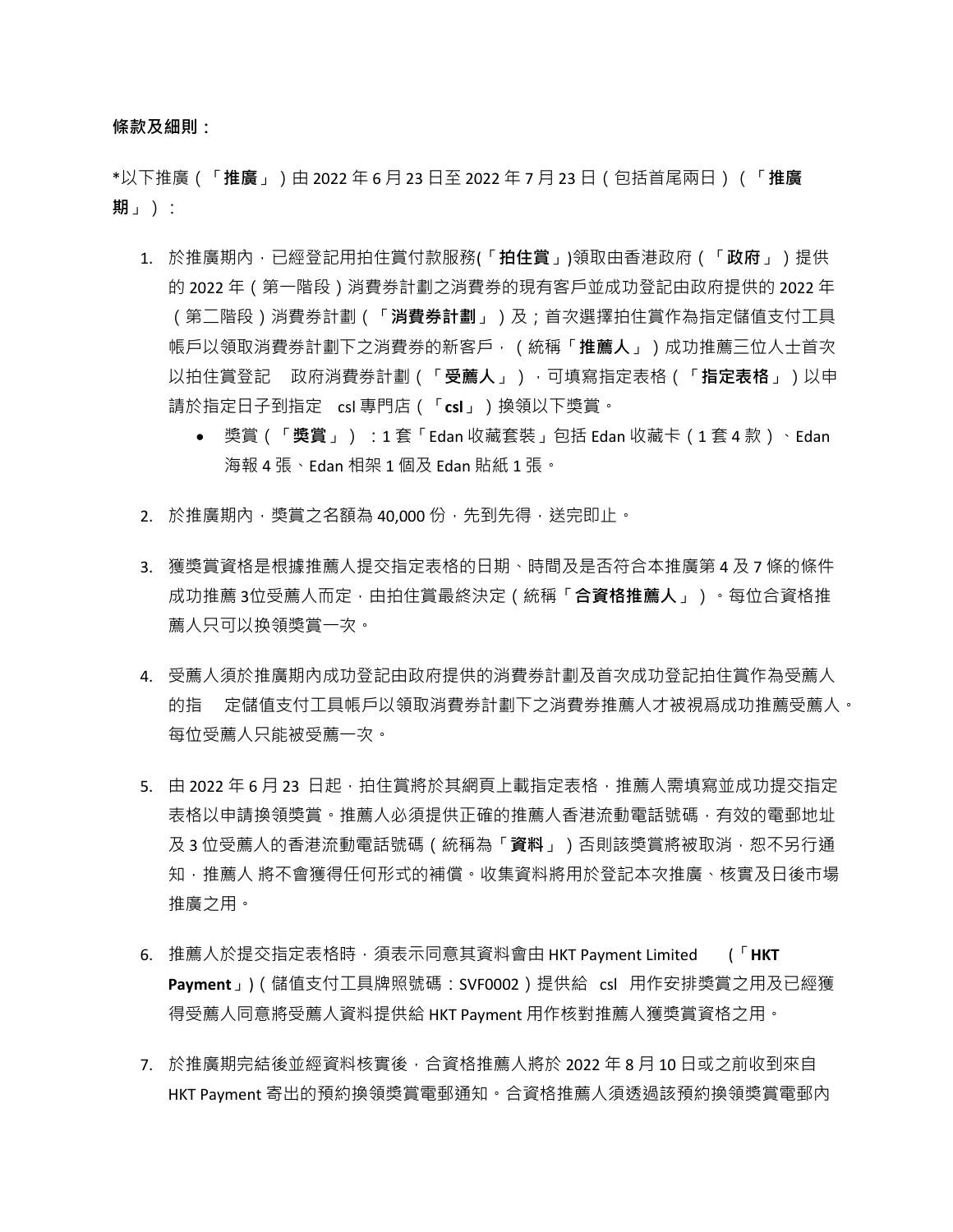**條款及細則：**

*以下推廣（「**推廣**」）由 2022 年 6 月 23 日至 2022 年 7 月 23 日（包括首尾兩日）（「**推廣期**」）：

1. 於推廣期內，已經登記用拍住賞付款服務(「**拍住賞**」)領取由香港政府（「**政府**」）提供的 2022 年（第一階段）消費券計劃之消費券的現有客戶並成功登記由政府提供的 2022 年（第二階段）消費券計劃（「**消費券計劃**」）及；首次選擇拍住賞作為指定儲值支付工具帳戶以領取消費券計劃下之消費券的新客戶，（統稱「**推薦人**」）成功推薦三位人士首次以拍住賞登記 政府消費券計劃（「**受薦人**」），可填寫指定表格（「**指定表格**」）以申請於指定日子到指定 csl 專門店（「**csl**」）換領以下獎賞。
   - 獎賞（「**獎賞**」）：1 套「Edan 收藏套裝」包括 Edan 收藏卡（1 套 4 款）、Edan 海報 4 張、Edan 相架 1 個及 Edan 貼紙 1 張。

2. 於推廣期內，獎賞之名額為 40,000 份，先到先得，送完即止。

3. 獲獎賞資格是根據推薦人提交指定表格的日期、時間及是否符合本推廣第 4 及 7 條的條件成功推薦 3位受薦人而定，由拍住賞最終決定（統稱「**合資格推薦人**」）。每位合資格推薦人只可以換領獎賞一次。

4. 受薦人須於推廣期內成功登記由政府提供的消費券計劃及首次成功登記拍住賞作為受薦人的指 定儲值支付工具帳戶以領取消費券計劃下之消費券推薦人才被視爲成功推薦受薦人。每位受薦人只能被受薦一次。

5. 由 2022 年 6 月 23 日起，拍住賞將於其網頁上載指定表格，推薦人需填寫並成功提交指定表格以申請換領獎賞。推薦人必須提供正確的推薦人香港流動電話號碼，有效的電郵地址及 3 位受薦人的香港流動電話號碼（統稱為「**資料**」）否則該獎賞將被取消，恕不另行通知，推薦人 將不會獲得任何形式的補償。收集資料將用於登記本次推廣、核實及日後市場推廣之用。

6. 推薦人於提交指定表格時，須表示同意其資料會由 HKT Payment Limited （「**HKT Payment**」)（儲值支付工具牌照號碼：SVF0002）提供給 csl 用作安排獎賞之用及已經獲得受薦人同意將受薦人資料提供給 HKT Payment 用作核對推薦人獲獎賞資格之用。

7. 於推廣期完結後並經資料核實後，合資格推薦人將於 2022 年 8 月 10 日或之前收到來自 HKT Payment 寄出的預約換領獎賞電郵通知。合資格推薦人須透過該預約換領獎賞電郵內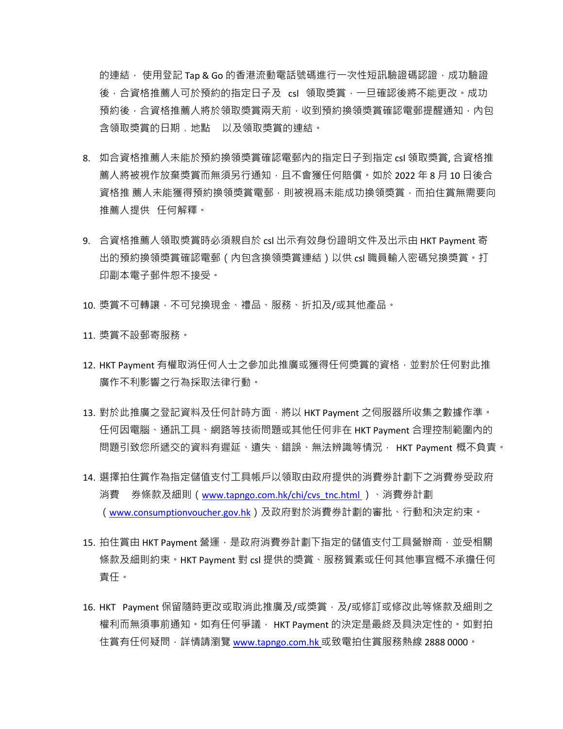的連結， 使用登記 Tap & Go 的香港流動電話號碼進行一次性短訊驗證碼認證，成功驗證後，合資格推薦人可於預約的指定日子及 csl 領取獎賞，一旦確認後將不能更改。成功預約後，合資格推薦人將於領取獎賞兩天前，收到預約換領獎賞確認電郵提醒通知，內包含領取獎賞的日期 、地點 以及領取獎賞的連結。

8. 如合資格推薦人未能於預約換領獎賞確認電郵內的指定日子到指定 csl 領取獎賞, 合資格推薦人將被視作放棄獎賞而無須另行通知，且不會獲任何賠償。如於 2022 年 8 月 10 日後合資格推 薦人未能獲得預約換領獎賞電郵，則被視爲未能成功換領獎賞，而拍住賞無需要向推薦人提供 任何解釋。

9. 合資格推薦人領取獎賞時必須親自於 csl 出示有效身份證明文件及出示由 HKT Payment 寄出的預約換領獎賞確認電郵（內包含換領獎賞連結）以供 csl 職員輸入密碼兌換獎賞。打印副本電子郵件恕不接受。

10. 獎賞不可轉讓，不可兌換現金、禮品、服務、折扣及/或其他產品。

11. 獎賞不設郵寄服務。

12. HKT Payment 有權取消任何人士之參加此推廣或獲得任何獎賞的資格，並對於任何對此推廣作不利影響之行為採取法律行動。

13. 對於此推廣之登記資料及任何計時方面，將以 HKT Payment 之伺服器所收集之數據作準。任何因電腦、通訊工具、網路等技術問題或其他任何非在 HKT Payment 合理控制範圍內的問題引致您所遞交的資料有遲延、遺失、錯誤、無法辨識等情況， HKT Payment 概不負責。

14. 選擇拍住賞作為指定儲值支付工具帳戶以領取由政府提供的消費券計劃下之消費券受政府消費 券條款及細則（www.tapngo.com.hk/chi/cvs_tnc.html ）、消費券計劃（www.consumptionvoucher.gov.hk）及政府對於消費券計劃的審批、行動和決定約束。

15. 拍住賞由 HKT Payment 營運，是政府消費券計劃下指定的儲值支付工具營辦商，並受相關條款及細則約束。HKT Payment 對 csl 提供的獎賞、服務質素或任何其他事宜概不承擔任何責任。

16. HKT Payment 保留隨時更改或取消此推廣及/或獎賞，及/或修訂或修改此等條款及細則之權利而無須事前通知。如有任何爭議， HKT Payment 的決定是最終及具決定性的。如對拍住賞有任何疑問，詳情請瀏覽 www.tapngo.com.hk 或致電拍住賞服務熱線 2888 0000。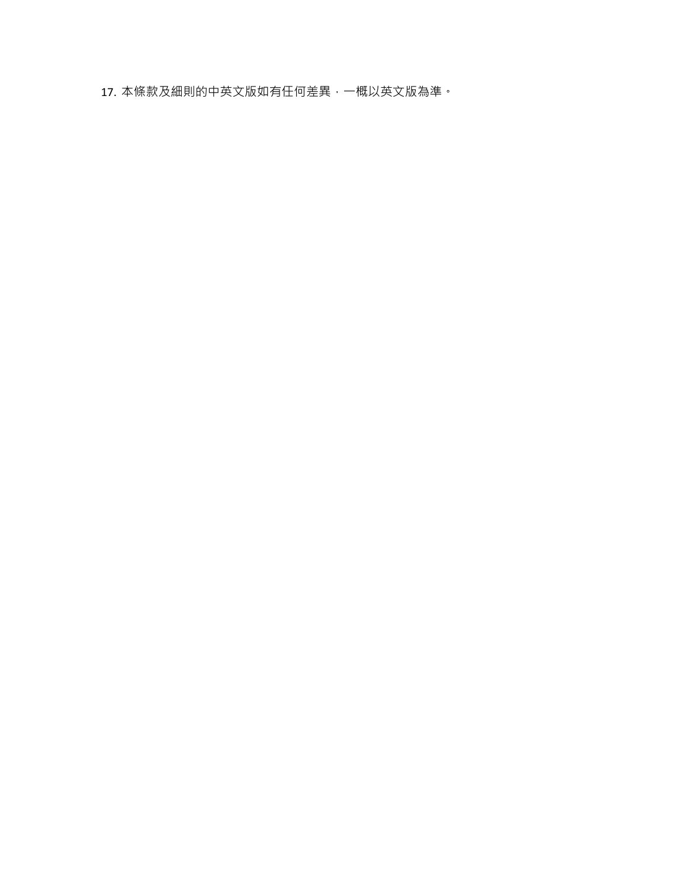17. 本條款及細則的中英文版如有任何差異，一概以英文版為準。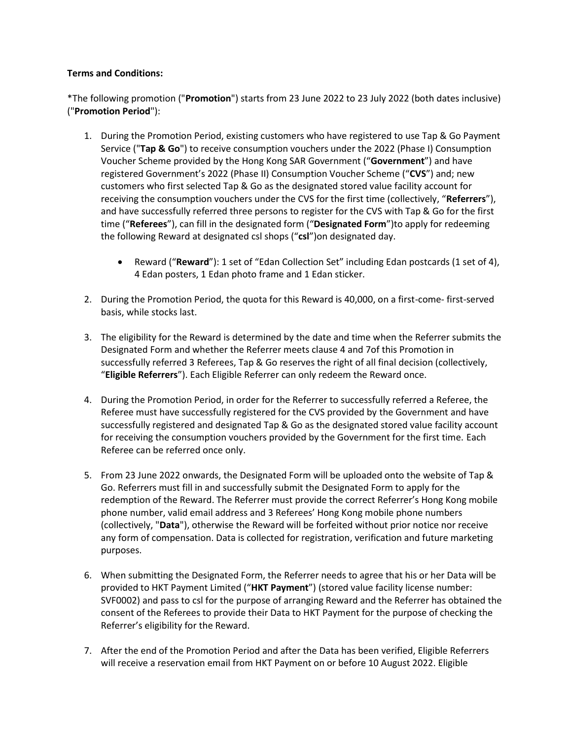**Terms and Conditions:**

*The following promotion ("**Promotion**") starts from 23 June 2022 to 23 July 2022 (both dates inclusive) ("**Promotion Period**"):

1. During the Promotion Period, existing customers who have registered to use Tap & Go Payment Service ("**Tap & Go**") to receive consumption vouchers under the 2022 (Phase I) Consumption Voucher Scheme provided by the Hong Kong SAR Government ("**Government**") and have registered Government's 2022 (Phase II) Consumption Voucher Scheme ("**CVS**") and; new customers who first selected Tap & Go as the designated stored value facility account for receiving the consumption vouchers under the CVS for the first time (collectively, "**Referrers**"), and have successfully referred three persons to register for the CVS with Tap & Go for the first time ("**Referees**"), can fill in the designated form ("**Designated Form**")to apply for redeeming the following Reward at designated csl shops ("**csl**")on designated day.

    - Reward ("**Reward**"): 1 set of "Edan Collection Set" including Edan postcards (1 set of 4), 4 Edan posters, 1 Edan photo frame and 1 Edan sticker.

2. During the Promotion Period, the quota for this Reward is 40,000, on a first-come- first-served basis, while stocks last.

3. The eligibility for the Reward is determined by the date and time when the Referrer submits the Designated Form and whether the Referrer meets clause 4 and 7of this Promotion in successfully referred 3 Referees, Tap & Go reserves the right of all final decision (collectively, "**Eligible Referrers**"). Each Eligible Referrer can only redeem the Reward once.

4. During the Promotion Period, in order for the Referrer to successfully referred a Referee, the Referee must have successfully registered for the CVS provided by the Government and have successfully registered and designated Tap & Go as the designated stored value facility account for receiving the consumption vouchers provided by the Government for the first time. Each Referee can be referred once only.

5. From 23 June 2022 onwards, the Designated Form will be uploaded onto the website of Tap & Go. Referrers must fill in and successfully submit the Designated Form to apply for the redemption of the Reward. The Referrer must provide the correct Referrer's Hong Kong mobile phone number, valid email address and 3 Referees' Hong Kong mobile phone numbers (collectively, "**Data**"), otherwise the Reward will be forfeited without prior notice nor receive any form of compensation. Data is collected for registration, verification and future marketing purposes.

6. When submitting the Designated Form, the Referrer needs to agree that his or her Data will be provided to HKT Payment Limited ("**HKT Payment**") (stored value facility license number: SVF0002) and pass to csl for the purpose of arranging Reward and the Referrer has obtained the consent of the Referees to provide their Data to HKT Payment for the purpose of checking the Referrer's eligibility for the Reward.

7. After the end of the Promotion Period and after the Data has been verified, Eligible Referrers will receive a reservation email from HKT Payment on or before 10 August 2022. Eligible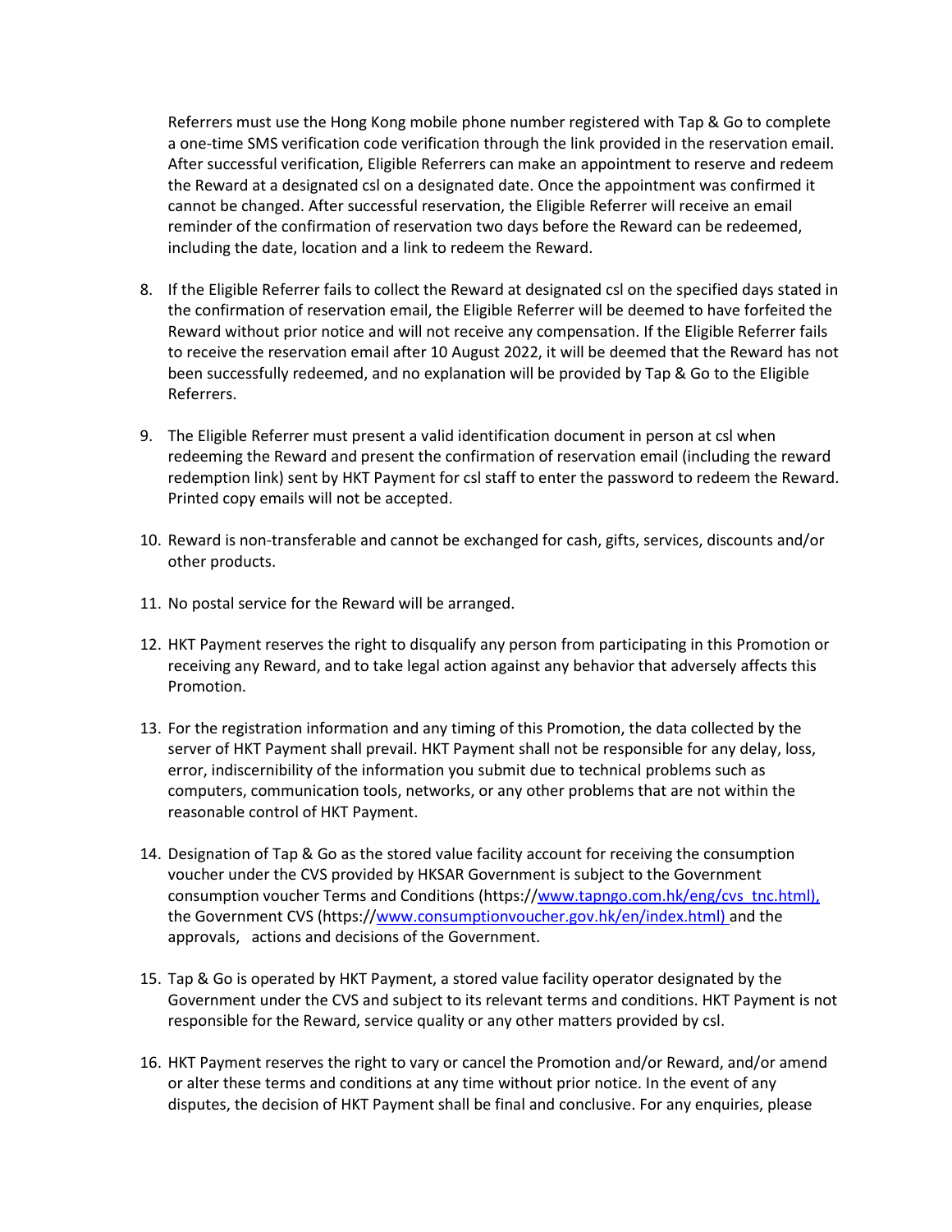Referrers must use the Hong Kong mobile phone number registered with Tap & Go to complete a one-time SMS verification code verification through the link provided in the reservation email. After successful verification, Eligible Referrers can make an appointment to reserve and redeem the Reward at a designated csl on a designated date. Once the appointment was confirmed it cannot be changed. After successful reservation, the Eligible Referrer will receive an email reminder of the confirmation of reservation two days before the Reward can be redeemed, including the date, location and a link to redeem the Reward.

8. If the Eligible Referrer fails to collect the Reward at designated csl on the specified days stated in the confirmation of reservation email, the Eligible Referrer will be deemed to have forfeited the Reward without prior notice and will not receive any compensation. If the Eligible Referrer fails to receive the reservation email after 10 August 2022, it will be deemed that the Reward has not been successfully redeemed, and no explanation will be provided by Tap & Go to the Eligible Referrers.

9. The Eligible Referrer must present a valid identification document in person at csl when redeeming the Reward and present the confirmation of reservation email (including the reward redemption link) sent by HKT Payment for csl staff to enter the password to redeem the Reward. Printed copy emails will not be accepted.

10. Reward is non-transferable and cannot be exchanged for cash, gifts, services, discounts and/or other products.

11. No postal service for the Reward will be arranged.

12. HKT Payment reserves the right to disqualify any person from participating in this Promotion or receiving any Reward, and to take legal action against any behavior that adversely affects this Promotion.

13. For the registration information and any timing of this Promotion, the data collected by the server of HKT Payment shall prevail. HKT Payment shall not be responsible for any delay, loss, error, indiscernibility of the information you submit due to technical problems such as computers, communication tools, networks, or any other problems that are not within the reasonable control of HKT Payment.

14. Designation of Tap & Go as the stored value facility account for receiving the consumption voucher under the CVS provided by HKSAR Government is subject to the Government consumption voucher Terms and Conditions (https://www.tapngo.com.hk/eng/cvs_tnc.html), the Government CVS (https://www.consumptionvoucher.gov.hk/en/index.html) and the approvals, actions and decisions of the Government.

15. Tap & Go is operated by HKT Payment, a stored value facility operator designated by the Government under the CVS and subject to its relevant terms and conditions. HKT Payment is not responsible for the Reward, service quality or any other matters provided by csl.

16. HKT Payment reserves the right to vary or cancel the Promotion and/or Reward, and/or amend or alter these terms and conditions at any time without prior notice. In the event of any disputes, the decision of HKT Payment shall be final and conclusive. For any enquiries, please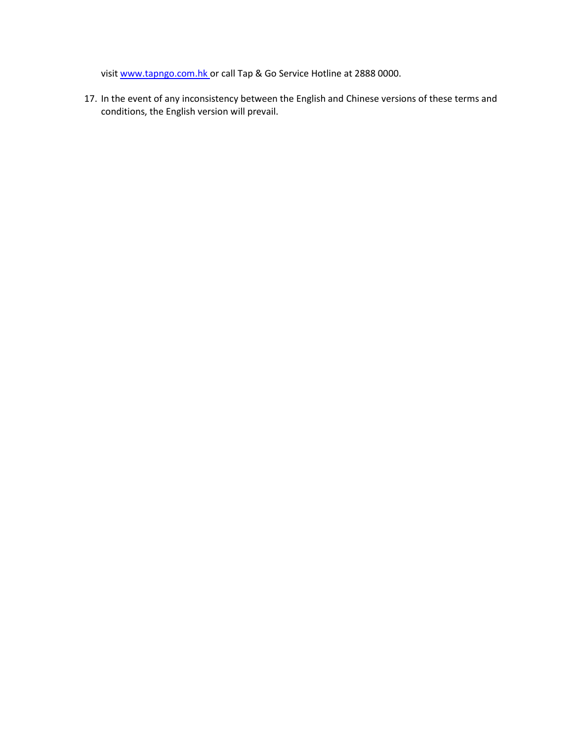visit [www.tapngo.com.hk](http://www.tapngo.com.hk) or call Tap & Go Service Hotline at 2888 0000.

17. In the event of any inconsistency between the English and Chinese versions of these terms and conditions, the English version will prevail.